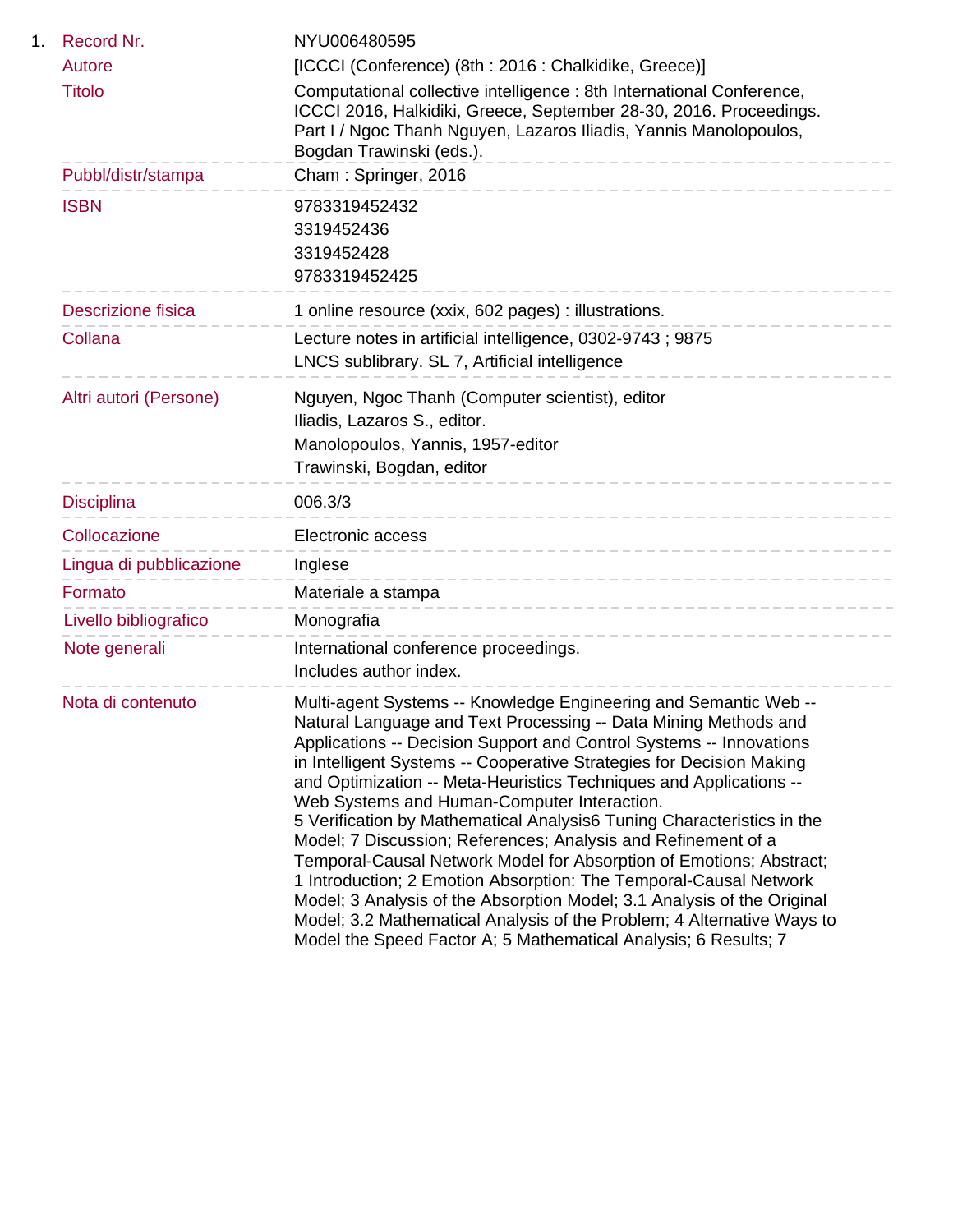1. 

| | |
|---|---|
| Record Nr. | NYU006480595 |
| Autore | [ICCCI (Conference) (8th : 2016 : Chalkidike, Greece)] |
| Titolo | Computational collective intelligence : 8th International Conference, ICCCI 2016, Halkidiki, Greece, September 28-30, 2016. Proceedings. Part I / Ngoc Thanh Nguyen, Lazaros Iliadis, Yannis Manolopoulos, Bogdan Trawinski (eds.). |
| Pubbl/distr/stampa | Cham : Springer, 2016 |
| ISBN | 9783319452432<br>3319452436<br>3319452428<br>9783319452425 |
| Descrizione fisica | 1 online resource (xxix, 602 pages) : illustrations. |
| Collana | Lecture notes in artificial intelligence, 0302-9743 ; 9875<br>LNCS sublibrary. SL 7, Artificial intelligence |
| Altri autori (Persone) | Nguyen, Ngoc Thanh (Computer scientist), editor<br>Iliadis, Lazaros S., editor.<br>Manolopoulos, Yannis, 1957-editor<br>Trawinski, Bogdan, editor |
| Disciplina | 006.3/3 |
| Collocazione | Electronic access |
| Lingua di pubblicazione | Inglese |
| Formato | Materiale a stampa |
| Livello bibliografico | Monografia |
| Note generali | International conference proceedings.<br>Includes author index. |
| Nota di contenuto | Multi-agent Systems -- Knowledge Engineering and Semantic Web -- Natural Language and Text Processing -- Data Mining Methods and Applications -- Decision Support and Control Systems -- Innovations in Intelligent Systems -- Cooperative Strategies for Decision Making and Optimization -- Meta-Heuristics Techniques and Applications -- Web Systems and Human-Computer Interaction.<br>5 Verification by Mathematical Analysis6 Tuning Characteristics in the Model; 7 Discussion; References; Analysis and Refinement of a Temporal-Causal Network Model for Absorption of Emotions; Abstract; 1 Introduction; 2 Emotion Absorption: The Temporal-Causal Network Model; 3 Analysis of the Absorption Model; 3.1 Analysis of the Original Model; 3.2 Mathematical Analysis of the Problem; 4 Alternative Ways to Model the Speed Factor A; 5 Mathematical Analysis; 6 Results; 7 |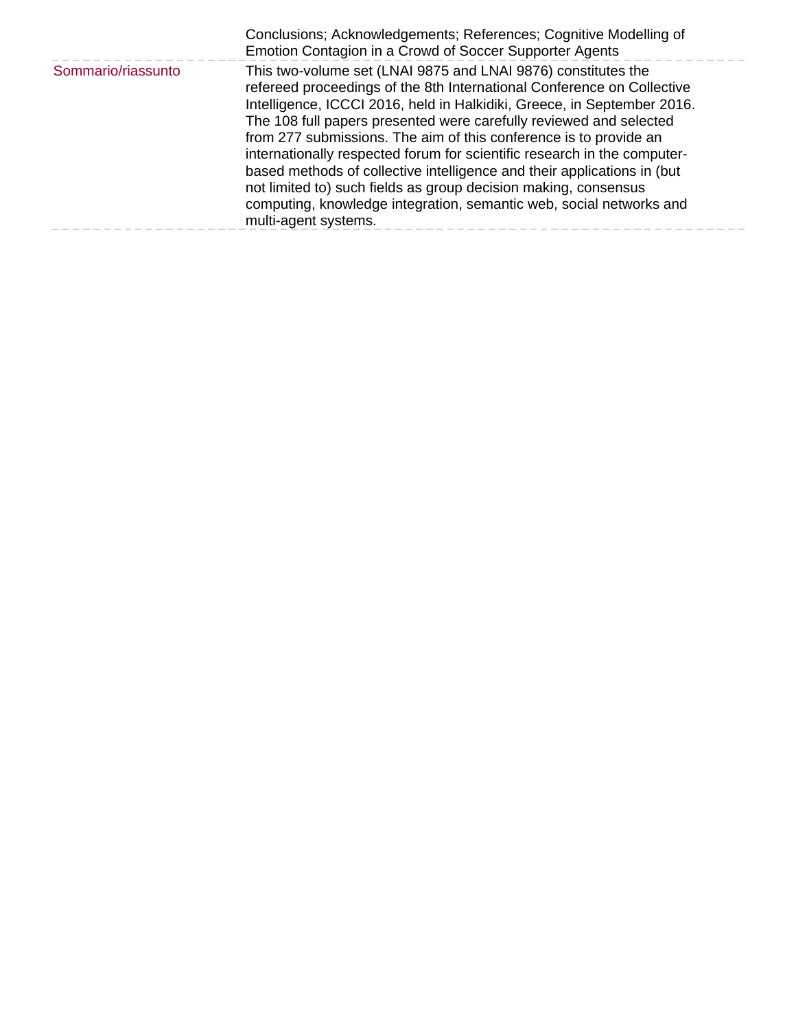| | |
|---|---|
| | Conclusions; Acknowledgements; References; Cognitive Modelling of Emotion Contagion in a Crowd of Soccer Supporter Agents |
| Sommario/riassunto | This two-volume set (LNAI 9875 and LNAI 9876) constitutes the refereed proceedings of the 8th International Conference on Collective Intelligence, ICCCI 2016, held in Halkidiki, Greece, in September 2016. The 108 full papers presented were carefully reviewed and selected from 277 submissions. The aim of this conference is to provide an internationally respected forum for scientific research in the computer-based methods of collective intelligence and their applications in (but not limited to) such fields as group decision making, consensus computing, knowledge integration, semantic web, social networks and multi-agent systems. |